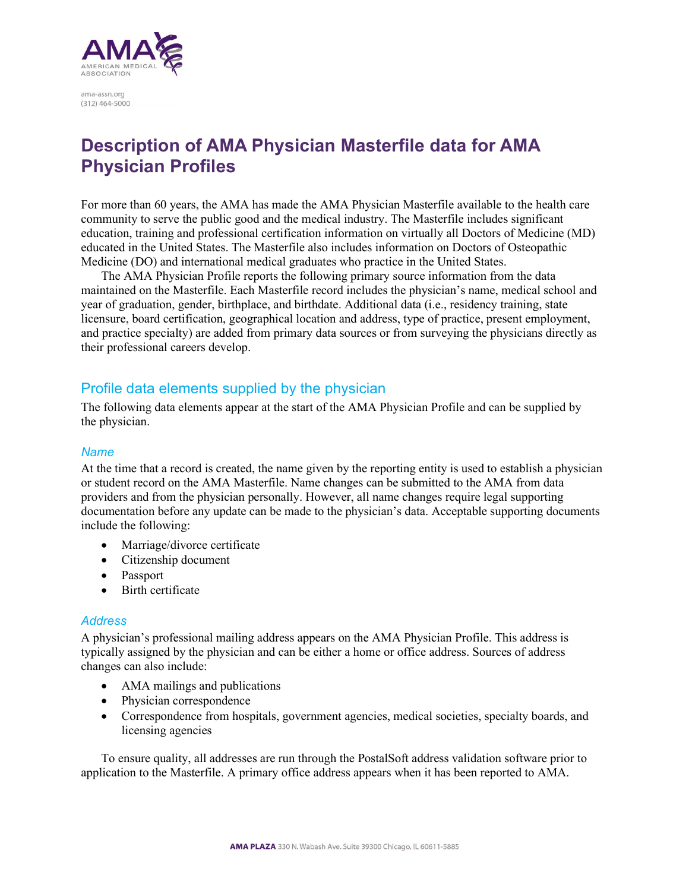ama-assn.org
(312) 464-5000

# Description of AMA Physician Masterfile data for AMA Physician Profiles

For more than 60 years, the AMA has made the AMA Physician Masterfile available to the health care community to serve the public good and the medical industry. The Masterfile includes significant education, training and professional certification information on virtually all Doctors of Medicine (MD) educated in the United States. The Masterfile also includes information on Doctors of Osteopathic Medicine (DO) and international medical graduates who practice in the United States.

The AMA Physician Profile reports the following primary source information from the data maintained on the Masterfile. Each Masterfile record includes the physician's name, medical school and year of graduation, gender, birthplace, and birthdate. Additional data (i.e., residency training, state licensure, board certification, geographical location and address, type of practice, present employment, and practice specialty) are added from primary data sources or from surveying the physicians directly as their professional careers develop.

## Profile data elements supplied by the physician

The following data elements appear at the start of the AMA Physician Profile and can be supplied by the physician.

### *Name*

At the time that a record is created, the name given by the reporting entity is used to establish a physician or student record on the AMA Masterfile. Name changes can be submitted to the AMA from data providers and from the physician personally. However, all name changes require legal supporting documentation before any update can be made to the physician's data. Acceptable supporting documents include the following:

- Marriage/divorce certificate
- Citizenship document
- Passport
- Birth certificate

### *Address*

A physician's professional mailing address appears on the AMA Physician Profile. This address is typically assigned by the physician and can be either a home or office address. Sources of address changes can also include:

- AMA mailings and publications
- Physician correspondence
- Correspondence from hospitals, government agencies, medical societies, specialty boards, and licensing agencies

To ensure quality, all addresses are run through the PostalSoft address validation software prior to application to the Masterfile. A primary office address appears when it has been reported to AMA.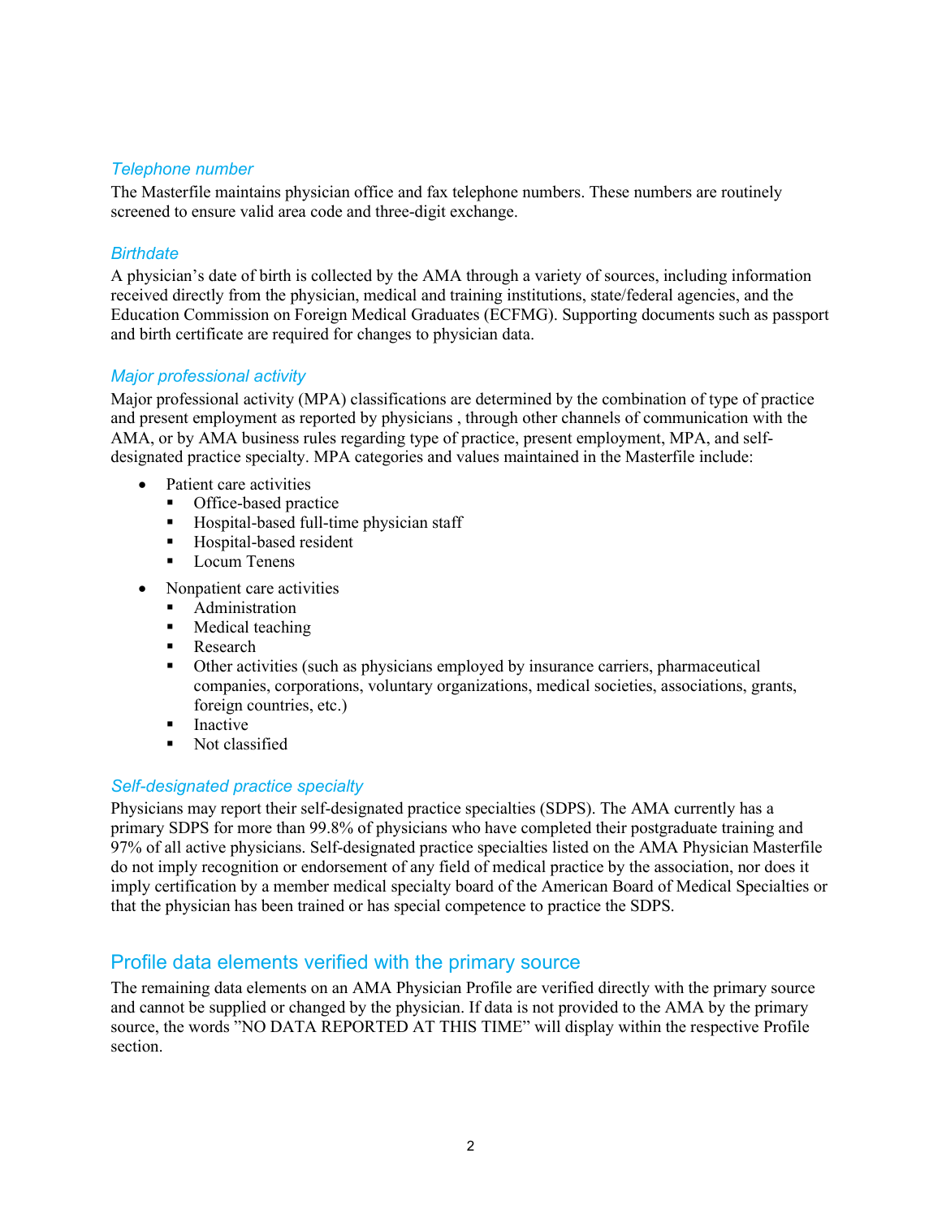### *Telephone number*

The Masterfile maintains physician office and fax telephone numbers. These numbers are routinely screened to ensure valid area code and three-digit exchange.

### *Birthdate*

A physician's date of birth is collected by the AMA through a variety of sources, including information received directly from the physician, medical and training institutions, state/federal agencies, and the Education Commission on Foreign Medical Graduates (ECFMG). Supporting documents such as passport and birth certificate are required for changes to physician data.

### *Major professional activity*

Major professional activity (MPA) classifications are determined by the combination of type of practice and present employment as reported by physicians , through other channels of communication with the AMA, or by AMA business rules regarding type of practice, present employment, MPA, and self-designated practice specialty. MPA categories and values maintained in the Masterfile include:

- Patient care activities
  - Office-based practice
  - Hospital-based full-time physician staff
  - Hospital-based resident
  - Locum Tenens
- Nonpatient care activities
  - Administration
  - Medical teaching
  - Research
  - Other activities (such as physicians employed by insurance carriers, pharmaceutical companies, corporations, voluntary organizations, medical societies, associations, grants, foreign countries, etc.)
  - Inactive
  - Not classified

### *Self-designated practice specialty*

Physicians may report their self-designated practice specialties (SDPS). The AMA currently has a primary SDPS for more than 99.8% of physicians who have completed their postgraduate training and 97% of all active physicians. Self-designated practice specialties listed on the AMA Physician Masterfile do not imply recognition or endorsement of any field of medical practice by the association, nor does it imply certification by a member medical specialty board of the American Board of Medical Specialties or that the physician has been trained or has special competence to practice the SDPS.

## Profile data elements verified with the primary source

The remaining data elements on an AMA Physician Profile are verified directly with the primary source and cannot be supplied or changed by the physician. If data is not provided to the AMA by the primary source, the words "NO DATA REPORTED AT THIS TIME" will display within the respective Profile section.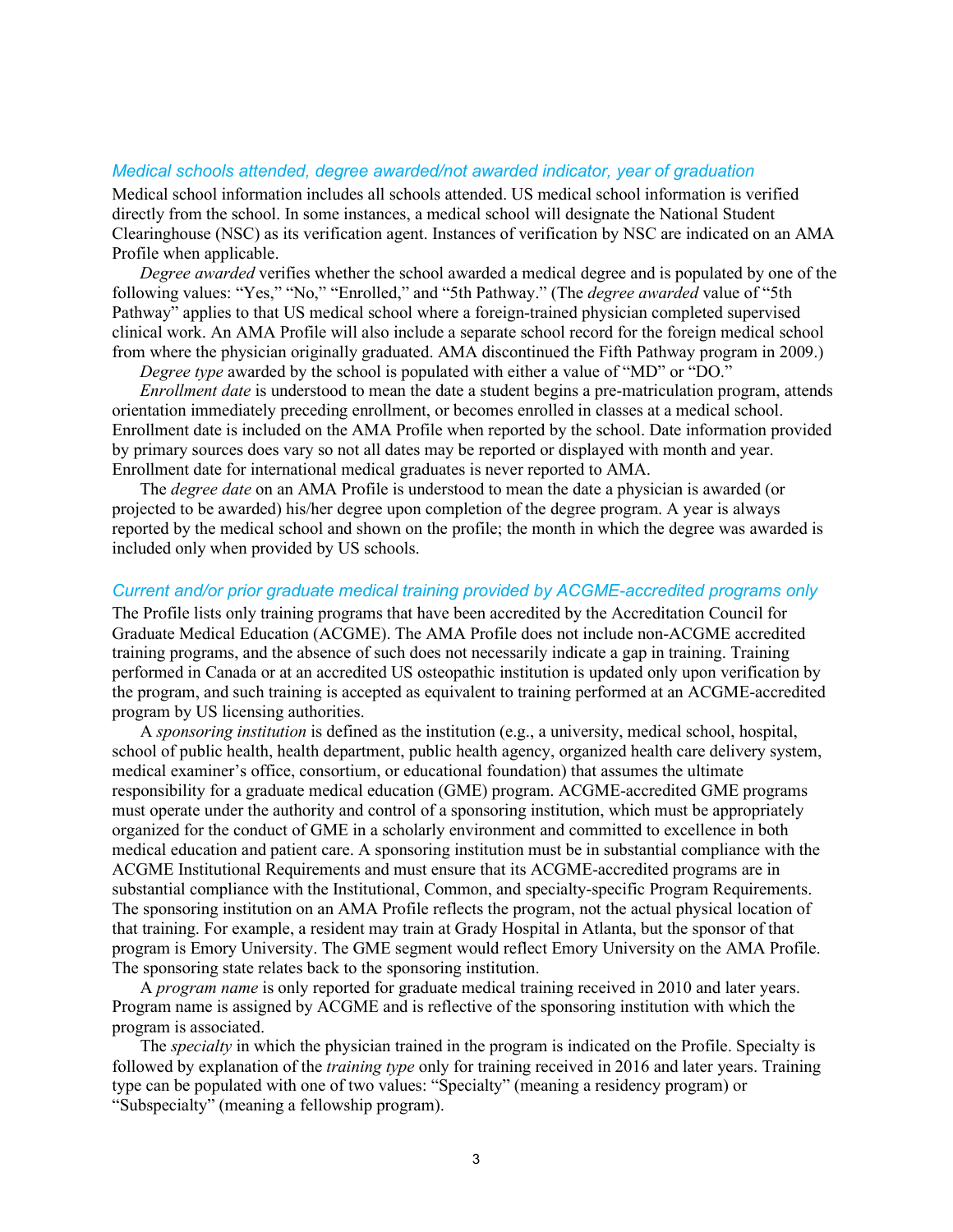### *Medical schools attended, degree awarded/not awarded indicator, year of graduation*

Medical school information includes all schools attended. US medical school information is verified directly from the school. In some instances, a medical school will designate the National Student Clearinghouse (NSC) as its verification agent. Instances of verification by NSC are indicated on an AMA Profile when applicable.

*Degree awarded* verifies whether the school awarded a medical degree and is populated by one of the following values: "Yes," "No," "Enrolled," and "5th Pathway." (The *degree awarded* value of "5th Pathway" applies to that US medical school where a foreign-trained physician completed supervised clinical work. An AMA Profile will also include a separate school record for the foreign medical school from where the physician originally graduated. AMA discontinued the Fifth Pathway program in 2009.)

*Degree type* awarded by the school is populated with either a value of "MD" or "DO."

*Enrollment date* is understood to mean the date a student begins a pre-matriculation program, attends orientation immediately preceding enrollment, or becomes enrolled in classes at a medical school. Enrollment date is included on the AMA Profile when reported by the school. Date information provided by primary sources does vary so not all dates may be reported or displayed with month and year. Enrollment date for international medical graduates is never reported to AMA.

The *degree date* on an AMA Profile is understood to mean the date a physician is awarded (or projected to be awarded) his/her degree upon completion of the degree program. A year is always reported by the medical school and shown on the profile; the month in which the degree was awarded is included only when provided by US schools.

### *Current and/or prior graduate medical training provided by ACGME-accredited programs only*

The Profile lists only training programs that have been accredited by the Accreditation Council for Graduate Medical Education (ACGME). The AMA Profile does not include non-ACGME accredited training programs, and the absence of such does not necessarily indicate a gap in training. Training performed in Canada or at an accredited US osteopathic institution is updated only upon verification by the program, and such training is accepted as equivalent to training performed at an ACGME-accredited program by US licensing authorities.

A *sponsoring institution* is defined as the institution (e.g., a university, medical school, hospital, school of public health, health department, public health agency, organized health care delivery system, medical examiner's office, consortium, or educational foundation) that assumes the ultimate responsibility for a graduate medical education (GME) program. ACGME-accredited GME programs must operate under the authority and control of a sponsoring institution, which must be appropriately organized for the conduct of GME in a scholarly environment and committed to excellence in both medical education and patient care. A sponsoring institution must be in substantial compliance with the ACGME Institutional Requirements and must ensure that its ACGME-accredited programs are in substantial compliance with the Institutional, Common, and specialty-specific Program Requirements. The sponsoring institution on an AMA Profile reflects the program, not the actual physical location of that training. For example, a resident may train at Grady Hospital in Atlanta, but the sponsor of that program is Emory University. The GME segment would reflect Emory University on the AMA Profile. The sponsoring state relates back to the sponsoring institution.

A *program name* is only reported for graduate medical training received in 2010 and later years. Program name is assigned by ACGME and is reflective of the sponsoring institution with which the program is associated.

The *specialty* in which the physician trained in the program is indicated on the Profile. Specialty is followed by explanation of the *training type* only for training received in 2016 and later years. Training type can be populated with one of two values: "Specialty" (meaning a residency program) or "Subspecialty" (meaning a fellowship program).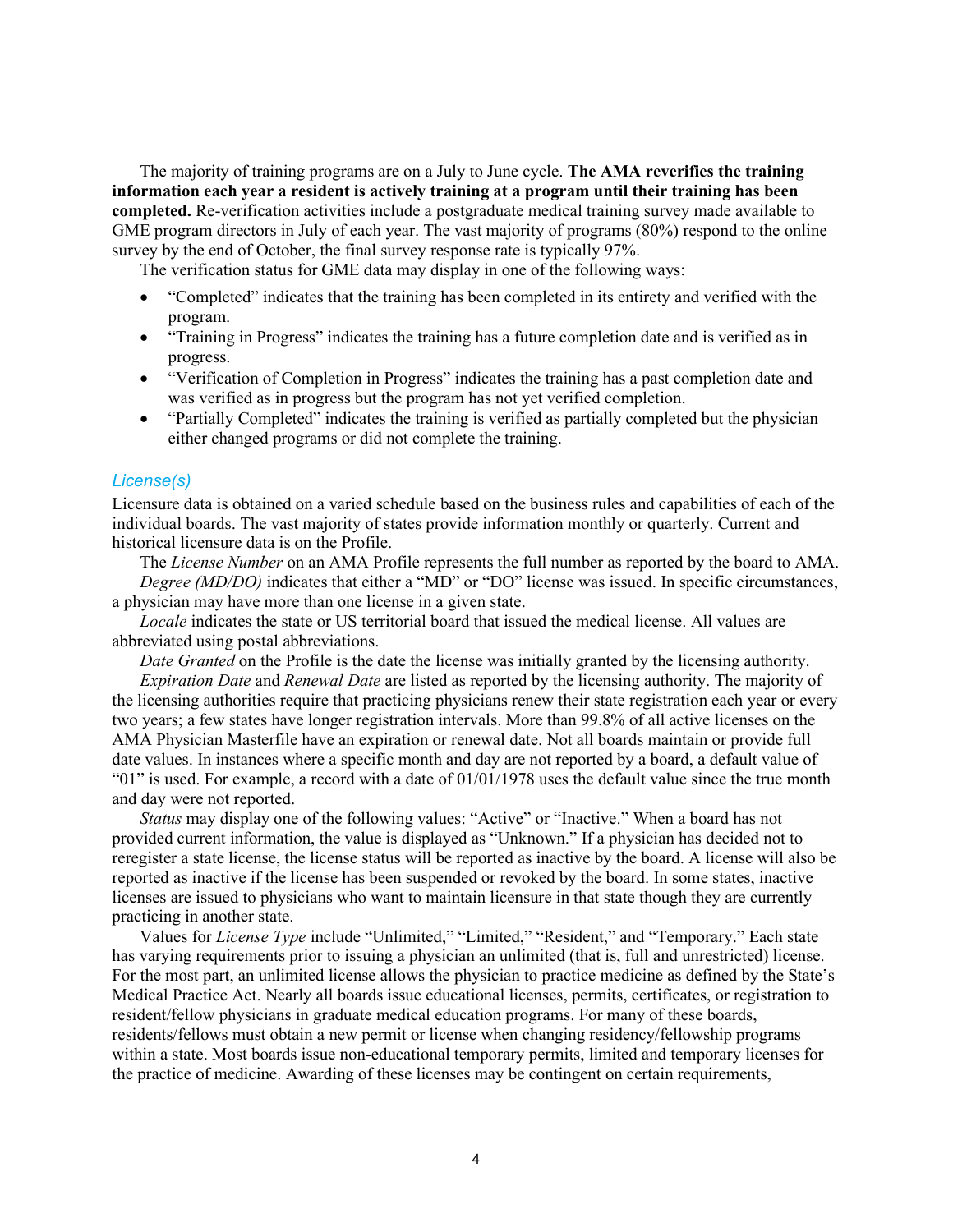The majority of training programs are on a July to June cycle. **The AMA reverifies the training information each year a resident is actively training at a program until their training has been completed.** Re-verification activities include a postgraduate medical training survey made available to GME program directors in July of each year. The vast majority of programs (80%) respond to the online survey by the end of October, the final survey response rate is typically 97%.

The verification status for GME data may display in one of the following ways:

- "Completed" indicates that the training has been completed in its entirety and verified with the program.
- "Training in Progress" indicates the training has a future completion date and is verified as in progress.
- "Verification of Completion in Progress" indicates the training has a past completion date and was verified as in progress but the program has not yet verified completion.
- "Partially Completed" indicates the training is verified as partially completed but the physician either changed programs or did not complete the training.

### *License(s)*

Licensure data is obtained on a varied schedule based on the business rules and capabilities of each of the individual boards. The vast majority of states provide information monthly or quarterly. Current and historical licensure data is on the Profile.

The *License Number* on an AMA Profile represents the full number as reported by the board to AMA.

*Degree (MD/DO)* indicates that either a "MD" or "DO" license was issued. In specific circumstances, a physician may have more than one license in a given state.

*Locale* indicates the state or US territorial board that issued the medical license. All values are abbreviated using postal abbreviations.

*Date Granted* on the Profile is the date the license was initially granted by the licensing authority.

*Expiration Date* and *Renewal Date* are listed as reported by the licensing authority. The majority of the licensing authorities require that practicing physicians renew their state registration each year or every two years; a few states have longer registration intervals. More than 99.8% of all active licenses on the AMA Physician Masterfile have an expiration or renewal date. Not all boards maintain or provide full date values. In instances where a specific month and day are not reported by a board, a default value of "01" is used. For example, a record with a date of 01/01/1978 uses the default value since the true month and day were not reported.

*Status* may display one of the following values: "Active" or "Inactive." When a board has not provided current information, the value is displayed as "Unknown." If a physician has decided not to reregister a state license, the license status will be reported as inactive by the board. A license will also be reported as inactive if the license has been suspended or revoked by the board. In some states, inactive licenses are issued to physicians who want to maintain licensure in that state though they are currently practicing in another state.

Values for *License Type* include "Unlimited," "Limited," "Resident," and "Temporary." Each state has varying requirements prior to issuing a physician an unlimited (that is, full and unrestricted) license. For the most part, an unlimited license allows the physician to practice medicine as defined by the State's Medical Practice Act. Nearly all boards issue educational licenses, permits, certificates, or registration to resident/fellow physicians in graduate medical education programs. For many of these boards, residents/fellows must obtain a new permit or license when changing residency/fellowship programs within a state. Most boards issue non-educational temporary permits, limited and temporary licenses for the practice of medicine. Awarding of these licenses may be contingent on certain requirements,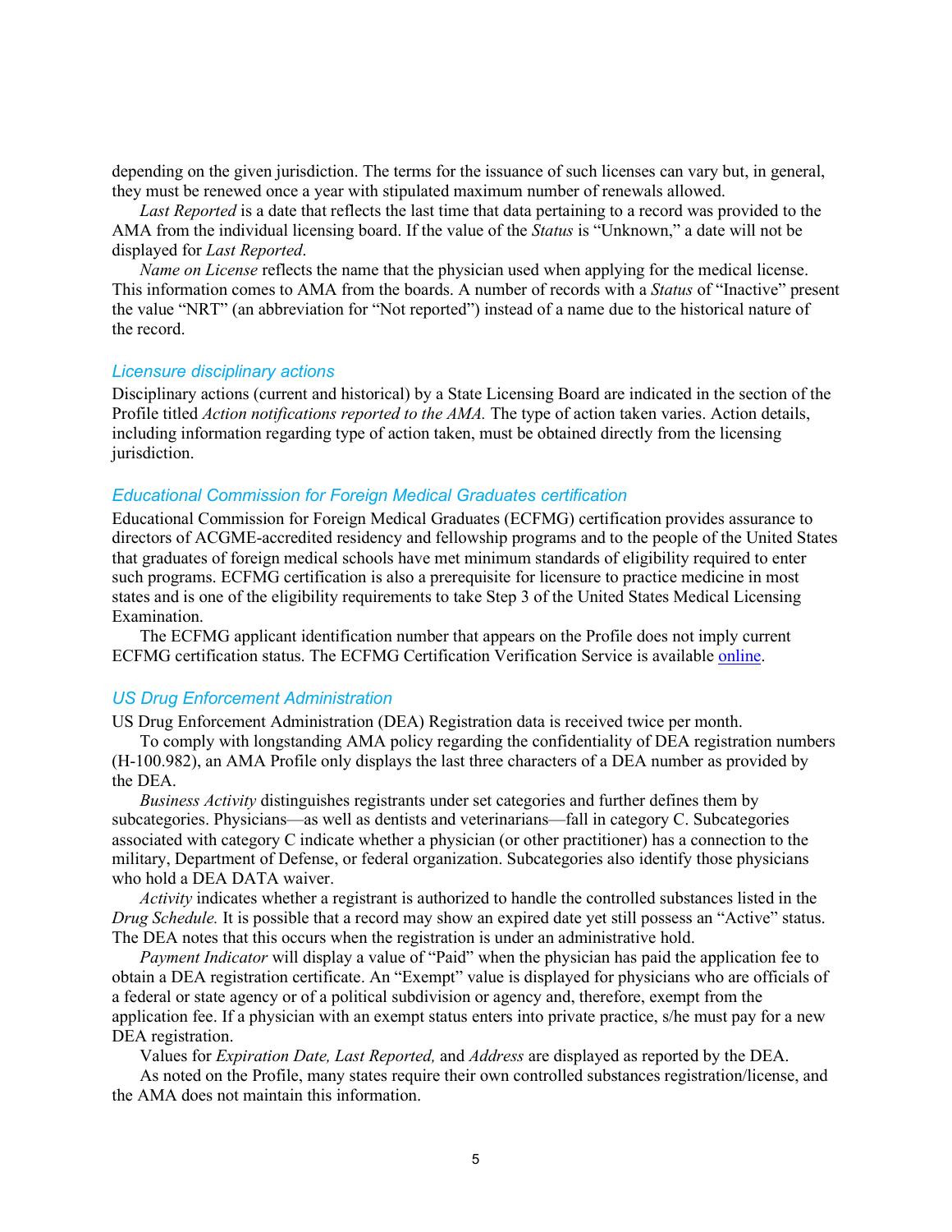depending on the given jurisdiction. The terms for the issuance of such licenses can vary but, in general, they must be renewed once a year with stipulated maximum number of renewals allowed.

*Last Reported* is a date that reflects the last time that data pertaining to a record was provided to the AMA from the individual licensing board. If the value of the *Status* is "Unknown," a date will not be displayed for *Last Reported*.

*Name on License* reflects the name that the physician used when applying for the medical license. This information comes to AMA from the boards. A number of records with a *Status* of "Inactive" present the value "NRT" (an abbreviation for "Not reported") instead of a name due to the historical nature of the record.

### *Licensure disciplinary actions*

Disciplinary actions (current and historical) by a State Licensing Board are indicated in the section of the Profile titled *Action notifications reported to the AMA.* The type of action taken varies. Action details, including information regarding type of action taken, must be obtained directly from the licensing jurisdiction.

### *Educational Commission for Foreign Medical Graduates certification*

Educational Commission for Foreign Medical Graduates (ECFMG) certification provides assurance to directors of ACGME-accredited residency and fellowship programs and to the people of the United States that graduates of foreign medical schools have met minimum standards of eligibility required to enter such programs. ECFMG certification is also a prerequisite for licensure to practice medicine in most states and is one of the eligibility requirements to take Step 3 of the United States Medical Licensing Examination.

The ECFMG applicant identification number that appears on the Profile does not imply current ECFMG certification status. The ECFMG Certification Verification Service is available online.

### *US Drug Enforcement Administration*

US Drug Enforcement Administration (DEA) Registration data is received twice per month.

To comply with longstanding AMA policy regarding the confidentiality of DEA registration numbers (H-100.982), an AMA Profile only displays the last three characters of a DEA number as provided by the DEA.

*Business Activity* distinguishes registrants under set categories and further defines them by subcategories. Physicians—as well as dentists and veterinarians—fall in category C. Subcategories associated with category C indicate whether a physician (or other practitioner) has a connection to the military, Department of Defense, or federal organization. Subcategories also identify those physicians who hold a DEA DATA waiver.

*Activity* indicates whether a registrant is authorized to handle the controlled substances listed in the *Drug Schedule.* It is possible that a record may show an expired date yet still possess an "Active" status. The DEA notes that this occurs when the registration is under an administrative hold.

*Payment Indicator* will display a value of "Paid" when the physician has paid the application fee to obtain a DEA registration certificate. An "Exempt" value is displayed for physicians who are officials of a federal or state agency or of a political subdivision or agency and, therefore, exempt from the application fee. If a physician with an exempt status enters into private practice, s/he must pay for a new DEA registration.

Values for *Expiration Date, Last Reported,* and *Address* are displayed as reported by the DEA.

As noted on the Profile, many states require their own controlled substances registration/license, and the AMA does not maintain this information.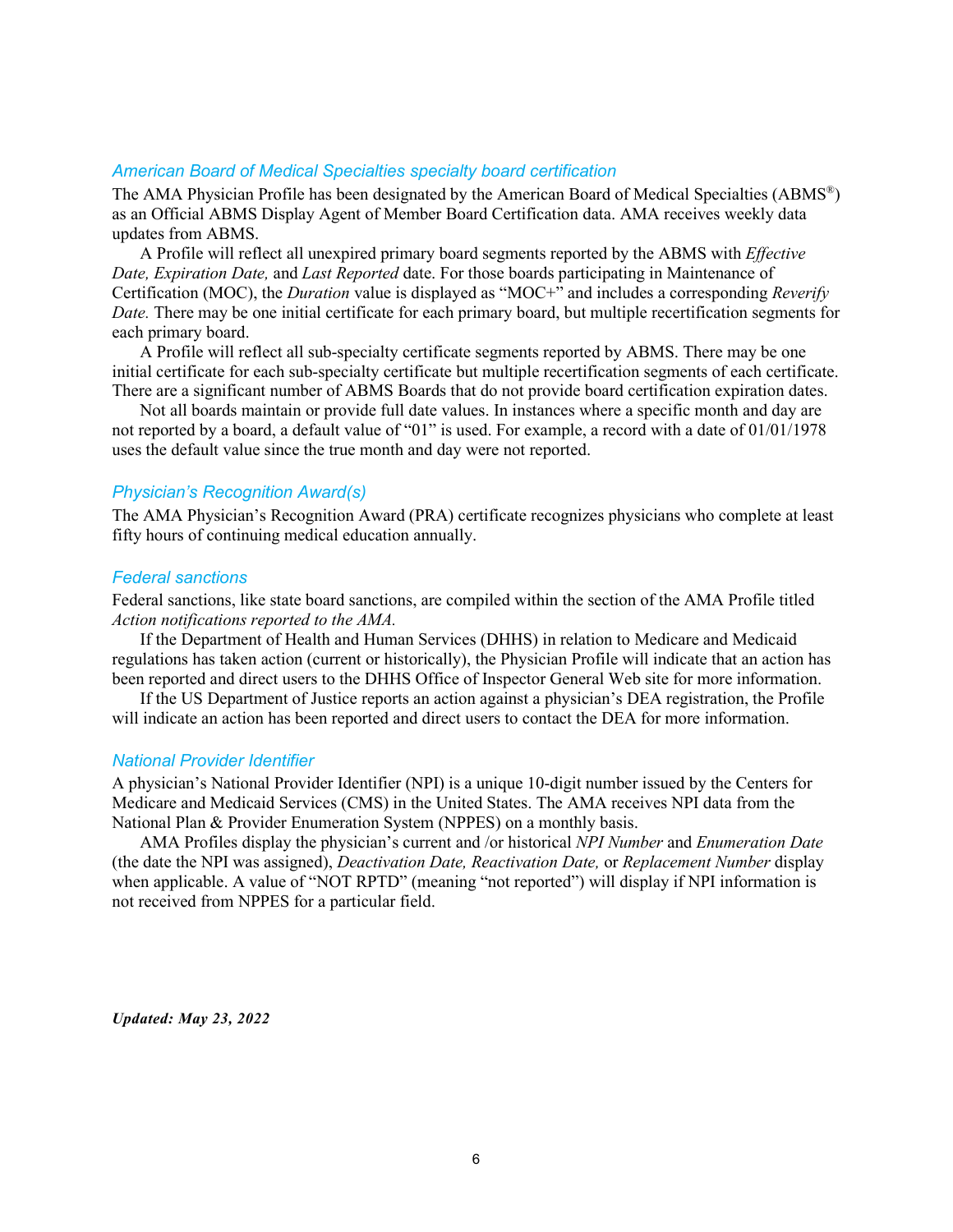### *American Board of Medical Specialties specialty board certification*

The AMA Physician Profile has been designated by the American Board of Medical Specialties (ABMS®) as an Official ABMS Display Agent of Member Board Certification data. AMA receives weekly data updates from ABMS.

A Profile will reflect all unexpired primary board segments reported by the ABMS with *Effective Date, Expiration Date,* and *Last Reported* date. For those boards participating in Maintenance of Certification (MOC), the *Duration* value is displayed as "MOC+" and includes a corresponding *Reverify Date.* There may be one initial certificate for each primary board, but multiple recertification segments for each primary board.

A Profile will reflect all sub-specialty certificate segments reported by ABMS. There may be one initial certificate for each sub-specialty certificate but multiple recertification segments of each certificate. There are a significant number of ABMS Boards that do not provide board certification expiration dates.

Not all boards maintain or provide full date values. In instances where a specific month and day are not reported by a board, a default value of "01" is used. For example, a record with a date of 01/01/1978 uses the default value since the true month and day were not reported.

### *Physician's Recognition Award(s)*

The AMA Physician's Recognition Award (PRA) certificate recognizes physicians who complete at least fifty hours of continuing medical education annually.

### *Federal sanctions*

Federal sanctions, like state board sanctions, are compiled within the section of the AMA Profile titled *Action notifications reported to the AMA.*

If the Department of Health and Human Services (DHHS) in relation to Medicare and Medicaid regulations has taken action (current or historically), the Physician Profile will indicate that an action has been reported and direct users to the DHHS Office of Inspector General Web site for more information.

If the US Department of Justice reports an action against a physician's DEA registration, the Profile will indicate an action has been reported and direct users to contact the DEA for more information.

### *National Provider Identifier*

A physician's National Provider Identifier (NPI) is a unique 10-digit number issued by the Centers for Medicare and Medicaid Services (CMS) in the United States. The AMA receives NPI data from the National Plan & Provider Enumeration System (NPPES) on a monthly basis.

AMA Profiles display the physician's current and /or historical *NPI Number* and *Enumeration Date* (the date the NPI was assigned), *Deactivation Date, Reactivation Date,* or *Replacement Number* display when applicable. A value of "NOT RPTD" (meaning "not reported") will display if NPI information is not received from NPPES for a particular field.

***Updated: May 23, 2022***